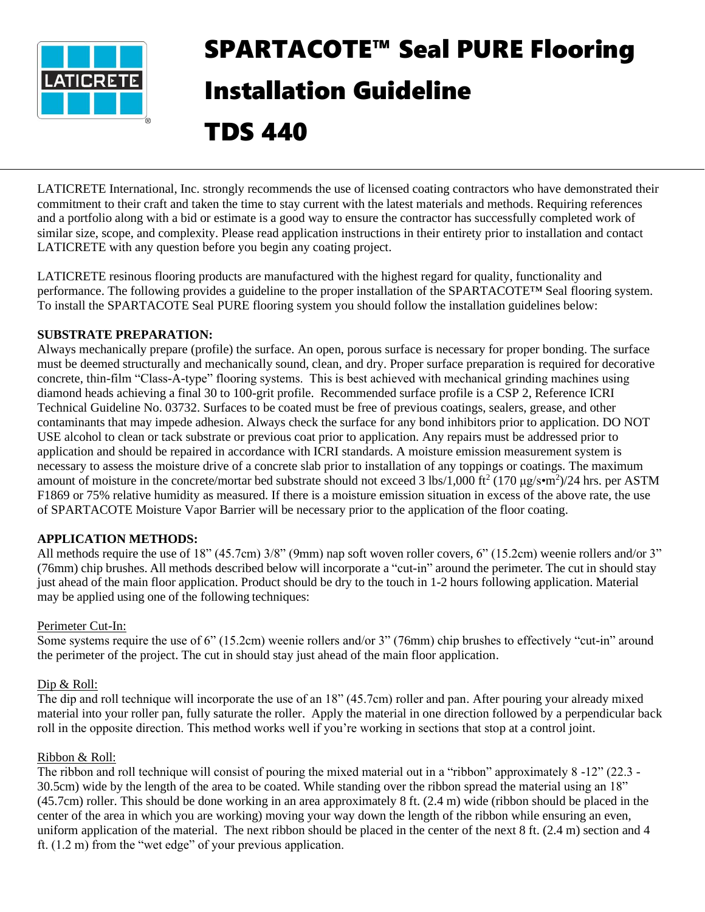# SPARTACOTE™ Seal PURE Flooring Installation Guideline

# TDS 440

LATICRETE International, Inc. strongly recommends the use of licensed coating contractors who have demonstrated their commitment to their craft and taken the time to stay current with the latest materials and methods. Requiring references and a portfolio along with a bid or estimate is a good way to ensure the contractor has successfully completed work of similar size, scope, and complexity. Please read application instructions in their entirety prior to installation and contact LATICRETE with any question before you begin any coating project.

LATICRETE resinous flooring products are manufactured with the highest regard for quality, functionality and performance. The following provides a guideline to the proper installation of the SPARTACOTE™ Seal flooring system. To install the SPARTACOTE Seal PURE flooring system you should follow the installation guidelines below:

**SUBSTRATE PREPARATION:**

Always mechanically prepare (profile) the surface. An open, porous surface is necessary for proper bonding. The surface must be deemed structurally and mechanically sound, clean, and dry. Proper surface preparation is required for decorative concrete, thin-film "Class-A-type" flooring systems. This is best achieved with mechanical grinding machines using diamond heads achieving a final 30 to 100-grit profile. Recommended surface profile is a CSP 2, Reference ICRI Technical Guideline No. 03732. Surfaces to be coated must be free of previous coatings, sealers, grease, and other contaminants that may impede adhesion. Always check the surface for any bond inhibitors prior to application. DO NOT USE alcohol to clean or tack substrate or previous coat prior to application. Any repairs must be addressed prior to application and should be repaired in accordance with ICRI standards. A moisture emission measurement system is necessary to assess the moisture drive of a concrete slab prior to installation of any toppings or coatings. The maximum amount of moisture in the concrete/mortar bed substrate should not exceed 3 lbs/1,000 $ft^2$ (170 $\mu g/s{\bullet}m^2$)/24 hrs. per ASTM F1869 or 75% relative humidity as measured. If there is a moisture emission situation in excess of the above rate, the use of SPARTACOTE Moisture Vapor Barrier will be necessary prior to the application of the floor coating.

**APPLICATION METHODS:**

All methods require the use of 18" (45.7cm) 3/8" (9mm) nap soft woven roller covers, 6" (15.2cm) weenie rollers and/or 3" (76mm) chip brushes. All methods described below will incorporate a "cut-in" around the perimeter. The cut in should stay just ahead of the main floor application. Product should be dry to the touch in 1-2 hours following application. Material may be applied using one of the following techniques:

Perimeter Cut-In:

Some systems require the use of 6" (15.2cm) weenie rollers and/or 3" (76mm) chip brushes to effectively "cut-in" around the perimeter of the project. The cut in should stay just ahead of the main floor application.

Dip & Roll:

The dip and roll technique will incorporate the use of an 18" (45.7cm) roller and pan. After pouring your already mixed material into your roller pan, fully saturate the roller. Apply the material in one direction followed by a perpendicular back roll in the opposite direction. This method works well if you're working in sections that stop at a control joint.

Ribbon & Roll:

The ribbon and roll technique will consist of pouring the mixed material out in a "ribbon" approximately 8 -12" (22.3 - 30.5cm) wide by the length of the area to be coated. While standing over the ribbon spread the material using an 18" (45.7cm) roller. This should be done working in an area approximately 8 ft. (2.4 m) wide (ribbon should be placed in the center of the area in which you are working) moving your way down the length of the ribbon while ensuring an even, uniform application of the material. The next ribbon should be placed in the center of the next 8 ft. (2.4 m) section and 4 ft. (1.2 m) from the "wet edge" of your previous application.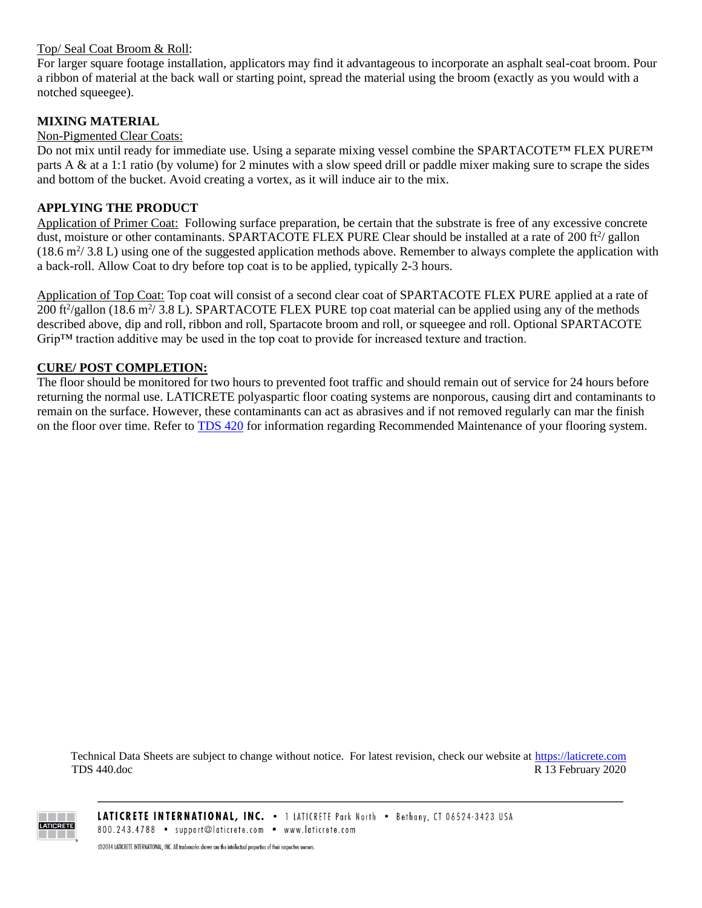Top/ Seal Coat Broom & Roll:
For larger square footage installation, applicators may find it advantageous to incorporate an asphalt seal-coat broom. Pour a ribbon of material at the back wall or starting point, spread the material using the broom (exactly as you would with a notched squeegee).

## MIXING MATERIAL

Non-Pigmented Clear Coats:
Do not mix until ready for immediate use. Using a separate mixing vessel combine the SPARTACOTE™ FLEX PURE™ parts A & at a 1:1 ratio (by volume) for 2 minutes with a slow speed drill or paddle mixer making sure to scrape the sides and bottom of the bucket. Avoid creating a vortex, as it will induce air to the mix.

## APPLYING THE PRODUCT

Application of Primer Coat: Following surface preparation, be certain that the substrate is free of any excessive concrete dust, moisture or other contaminants. SPARTACOTE FLEX PURE Clear should be installed at a rate of 200 $ft^2$/ gallon (18.6 $m^2$/ 3.8 L) using one of the suggested application methods above. Remember to always complete the application with a back-roll. Allow Coat to dry before top coat is to be applied, typically 2-3 hours.

Application of Top Coat: Top coat will consist of a second clear coat of SPARTACOTE FLEX PURE applied at a rate of 200 $ft^2$/gallon (18.6 $m^2$/ 3.8 L). SPARTACOTE FLEX PURE top coat material can be applied using any of the methods described above, dip and roll, ribbon and roll, Spartacote broom and roll, or squeegee and roll. Optional SPARTACOTE Grip™ traction additive may be used in the top coat to provide for increased texture and traction.

## CURE/ POST COMPLETION:

The floor should be monitored for two hours to prevented foot traffic and should remain out of service for 24 hours before returning the normal use. LATICRETE polyaspartic floor coating systems are nonporous, causing dirt and contaminants to remain on the surface. However, these contaminants can act as abrasives and if not removed regularly can mar the finish on the floor over time. Refer to TDS 420 for information regarding Recommended Maintenance of your flooring system.

Technical Data Sheets are subject to change without notice. For latest revision, check our website at https://laticrete.com
TDS 440.doc R 13 February 2020

**LATICRETE INTERNATIONAL, INC.** ▪ 1 LATICRETE Park North ▪ Bethany, CT 06524-3423 USA
800.243.4788 ▪ support@laticrete.com ▪ www.laticrete.com

©2014 LATICRETE INTERNATIONAL, INC. All trademarks shown are the intellectual properties of their respective owners.